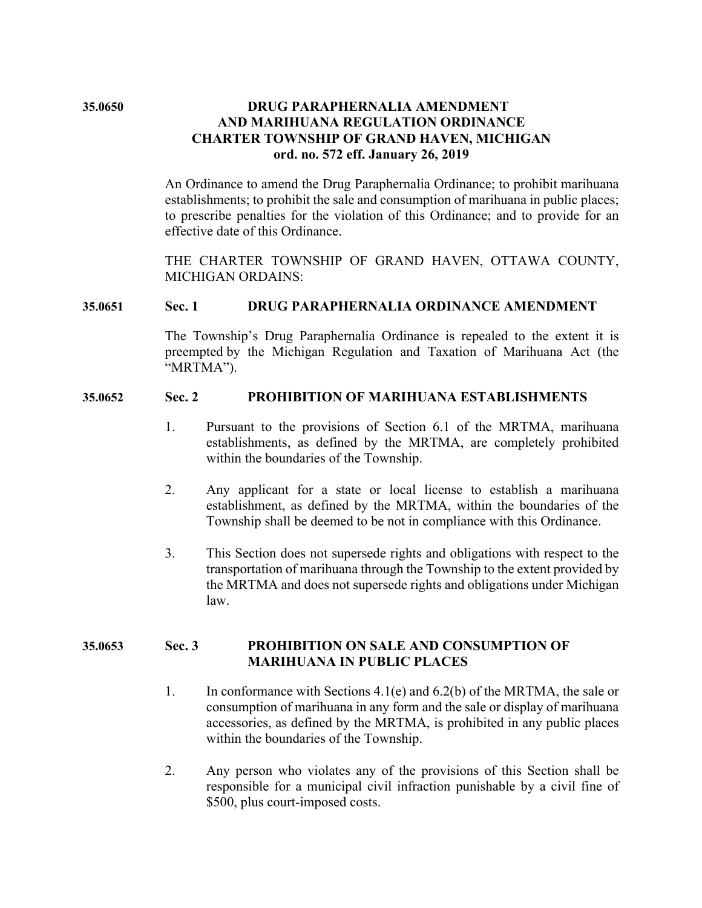**35.0650**

# DRUG PARAPHERNALIA AMENDMENT AND MARIHUANA REGULATION ORDINANCE CHARTER TOWNSHIP OF GRAND HAVEN, MICHIGAN ord. no. 572 eff. January 26, 2019

An Ordinance to amend the Drug Paraphernalia Ordinance; to prohibit marihuana establishments; to prohibit the sale and consumption of marihuana in public places; to prescribe penalties for the violation of this Ordinance; and to provide for an effective date of this Ordinance.

THE CHARTER TOWNSHIP OF GRAND HAVEN, OTTAWA COUNTY, MICHIGAN ORDAINS:

## 35.0651 Sec. 1 DRUG PARAPHERNALIA ORDINANCE AMENDMENT

The Township's Drug Paraphernalia Ordinance is repealed to the extent it is preempted by the Michigan Regulation and Taxation of Marihuana Act (the "MRTMA").

## 35.0652 Sec. 2 PROHIBITION OF MARIHUANA ESTABLISHMENTS

1. Pursuant to the provisions of Section 6.1 of the MRTMA, marihuana establishments, as defined by the MRTMA, are completely prohibited within the boundaries of the Township.

2. Any applicant for a state or local license to establish a marihuana establishment, as defined by the MRTMA, within the boundaries of the Township shall be deemed to be not in compliance with this Ordinance.

3. This Section does not supersede rights and obligations with respect to the transportation of marihuana through the Township to the extent provided by the MRTMA and does not supersede rights and obligations under Michigan law.

## 35.0653 Sec. 3 PROHIBITION ON SALE AND CONSUMPTION OF MARIHUANA IN PUBLIC PLACES

1. In conformance with Sections 4.1(e) and 6.2(b) of the MRTMA, the sale or consumption of marihuana in any form and the sale or display of marihuana accessories, as defined by the MRTMA, is prohibited in any public places within the boundaries of the Township.

2. Any person who violates any of the provisions of this Section shall be responsible for a municipal civil infraction punishable by a civil fine of $500, plus court-imposed costs.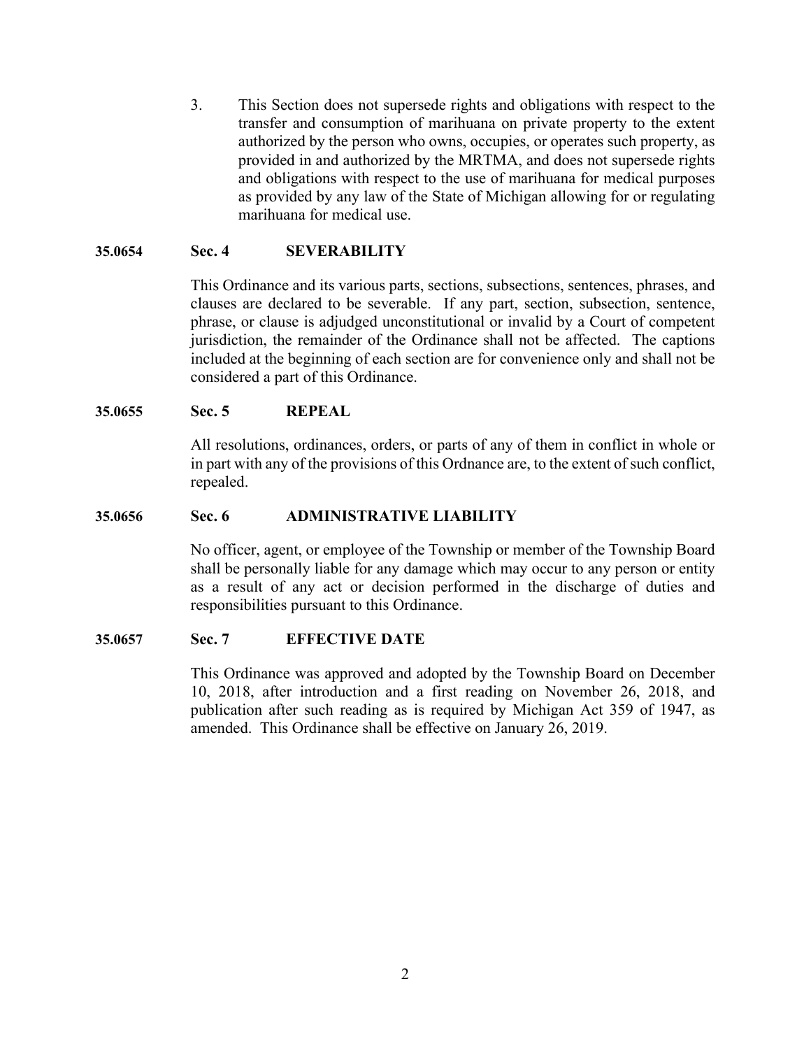3. This Section does not supersede rights and obligations with respect to the transfer and consumption of marihuana on private property to the extent authorized by the person who owns, occupies, or operates such property, as provided in and authorized by the MRTMA, and does not supersede rights and obligations with respect to the use of marihuana for medical purposes as provided by any law of the State of Michigan allowing for or regulating marihuana for medical use.

**35.0654 Sec. 4 SEVERABILITY**

This Ordinance and its various parts, sections, subsections, sentences, phrases, and clauses are declared to be severable. If any part, section, subsection, sentence, phrase, or clause is adjudged unconstitutional or invalid by a Court of competent jurisdiction, the remainder of the Ordinance shall not be affected. The captions included at the beginning of each section are for convenience only and shall not be considered a part of this Ordinance.

**35.0655 Sec. 5 REPEAL**

All resolutions, ordinances, orders, or parts of any of them in conflict in whole or in part with any of the provisions of this Ordnance are, to the extent of such conflict, repealed.

**35.0656 Sec. 6 ADMINISTRATIVE LIABILITY**

No officer, agent, or employee of the Township or member of the Township Board shall be personally liable for any damage which may occur to any person or entity as a result of any act or decision performed in the discharge of duties and responsibilities pursuant to this Ordinance.

**35.0657 Sec. 7 EFFECTIVE DATE**

This Ordinance was approved and adopted by the Township Board on December 10, 2018, after introduction and a first reading on November 26, 2018, and publication after such reading as is required by Michigan Act 359 of 1947, as amended. This Ordinance shall be effective on January 26, 2019.